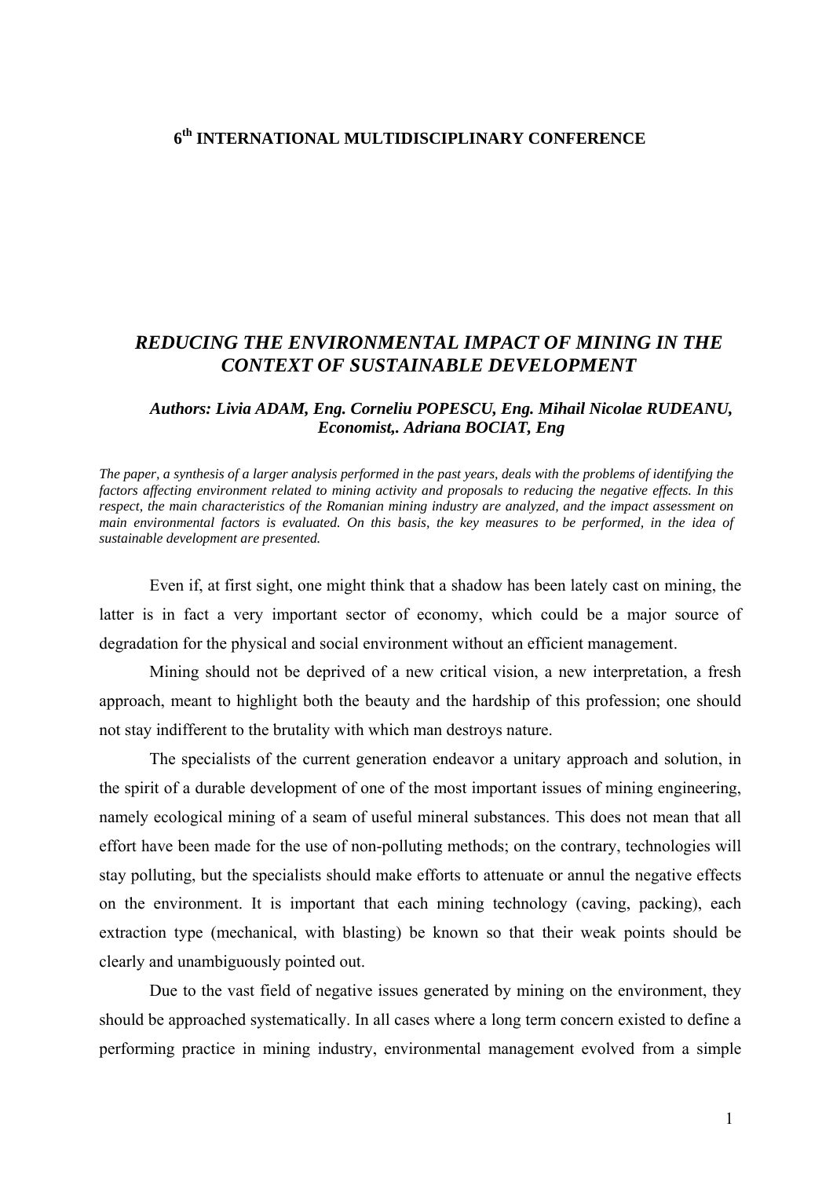**6th INTERNATIONAL MULTIDISCIPLINARY CONFERENCE**

# *REDUCING THE ENVIRONMENTAL IMPACT OF MINING IN THE CONTEXT OF SUSTAINABLE DEVELOPMENT*

***Authors: Livia ADAM, Eng. Corneliu POPESCU, Eng. Mihail Nicolae RUDEANU, Economist,. Adriana BOCIAT, Eng***

*The paper, a synthesis of a larger analysis performed in the past years, deals with the problems of identifying the factors affecting environment related to mining activity and proposals to reducing the negative effects. In this respect, the main characteristics of the Romanian mining industry are analyzed, and the impact assessment on main environmental factors is evaluated. On this basis, the key measures to be performed, in the idea of sustainable development are presented.*

Even if, at first sight, one might think that a shadow has been lately cast on mining, the latter is in fact a very important sector of economy, which could be a major source of degradation for the physical and social environment without an efficient management.

Mining should not be deprived of a new critical vision, a new interpretation, a fresh approach, meant to highlight both the beauty and the hardship of this profession; one should not stay indifferent to the brutality with which man destroys nature.

The specialists of the current generation endeavor a unitary approach and solution, in the spirit of a durable development of one of the most important issues of mining engineering, namely ecological mining of a seam of useful mineral substances. This does not mean that all effort have been made for the use of non-polluting methods; on the contrary, technologies will stay polluting, but the specialists should make efforts to attenuate or annul the negative effects on the environment. It is important that each mining technology (caving, packing), each extraction type (mechanical, with blasting) be known so that their weak points should be clearly and unambiguously pointed out.

Due to the vast field of negative issues generated by mining on the environment, they should be approached systematically. In all cases where a long term concern existed to define a performing practice in mining industry, environmental management evolved from a simple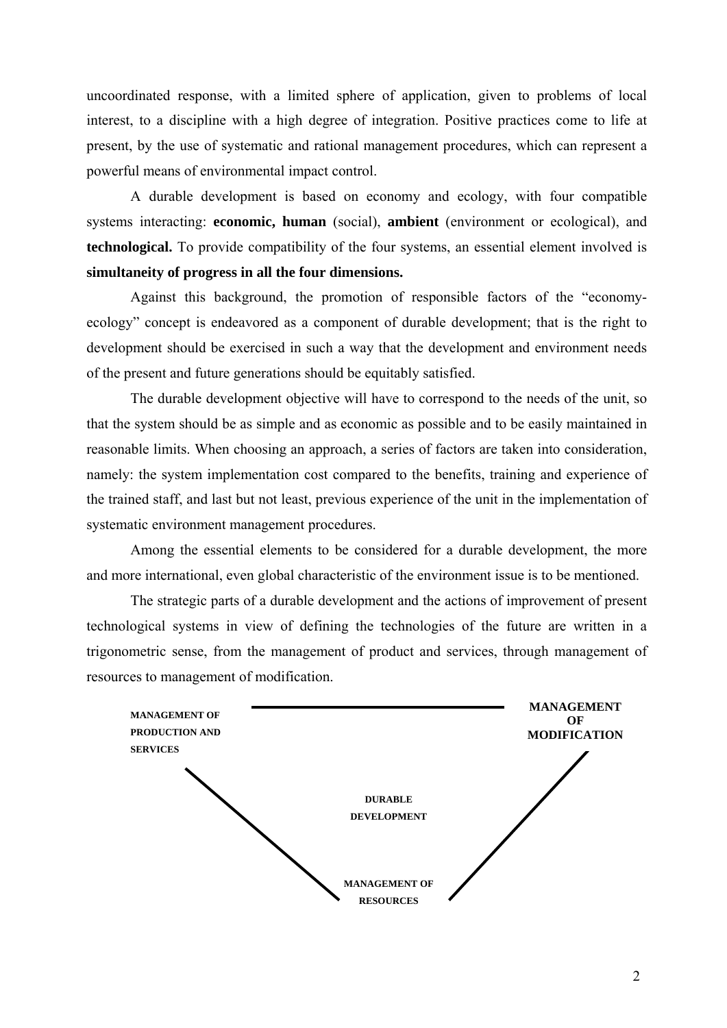uncoordinated response, with a limited sphere of application, given to problems of local interest, to a discipline with a high degree of integration. Positive practices come to life at present, by the use of systematic and rational management procedures, which can represent a powerful means of environmental impact control.

A durable development is based on economy and ecology, with four compatible systems interacting: **economic, human** (social), **ambient** (environment or ecological), and **technological.** To provide compatibility of the four systems, an essential element involved is **simultaneity of progress in all the four dimensions.**

Against this background, the promotion of responsible factors of the "economy-ecology" concept is endeavored as a component of durable development; that is the right to development should be exercised in such a way that the development and environment needs of the present and future generations should be equitably satisfied.

The durable development objective will have to correspond to the needs of the unit, so that the system should be as simple and as economic as possible and to be easily maintained in reasonable limits. When choosing an approach, a series of factors are taken into consideration, namely: the system implementation cost compared to the benefits, training and experience of the trained staff, and last but not least, previous experience of the unit in the implementation of systematic environment management procedures.

Among the essential elements to be considered for a durable development, the more and more international, even global characteristic of the environment issue is to be mentioned.

The strategic parts of a durable development and the actions of improvement of present technological systems in view of defining the technologies of the future are written in a trigonometric sense, from the management of product and services, through management of resources to management of modification.

**MANAGEMENT OF PRODUCTION AND SERVICES**

**MANAGEMENT OF MODIFICATION**

**DURABLE DEVELOPMENT**

**MANAGEMENT OF RESOURCES**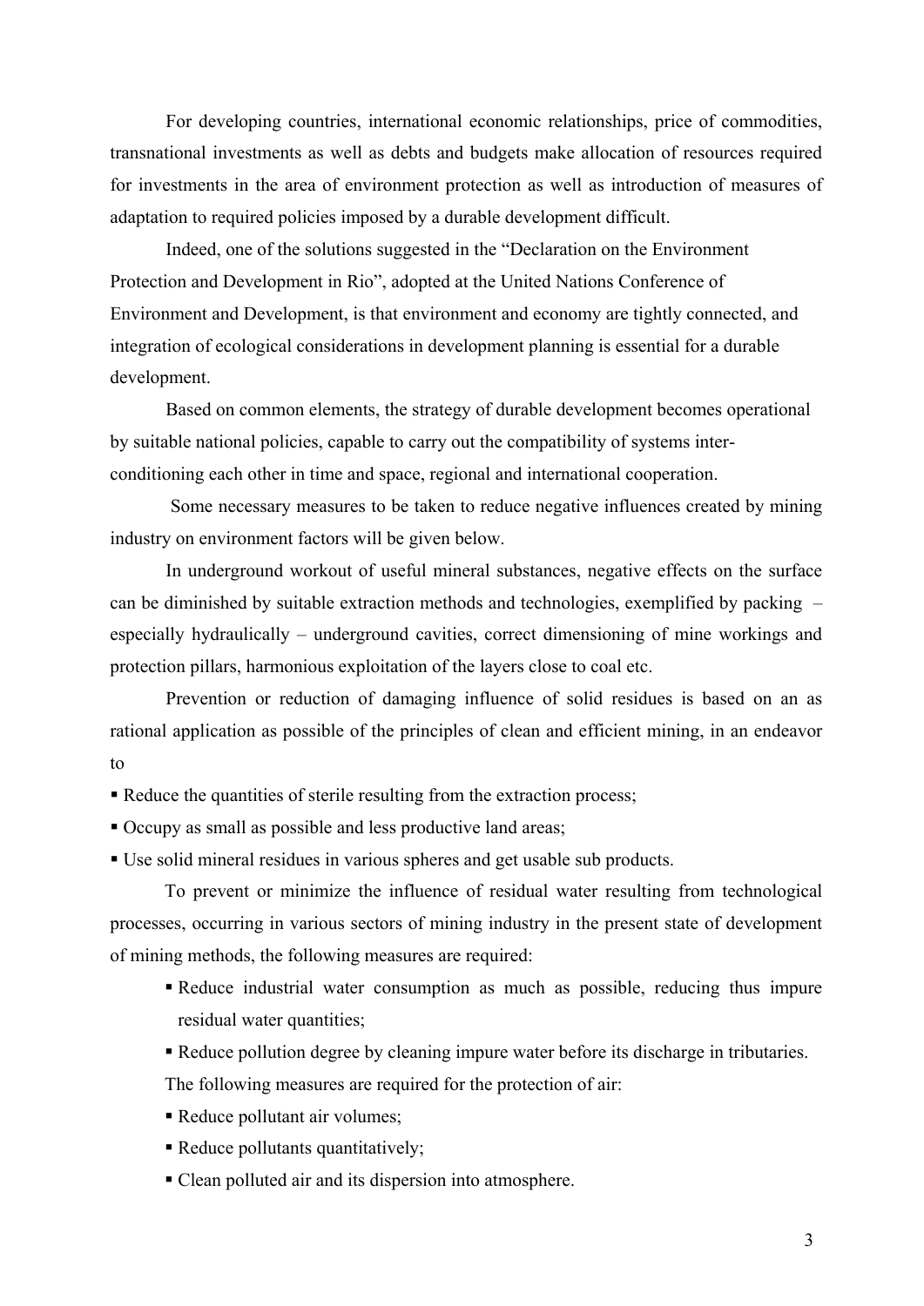For developing countries, international economic relationships, price of commodities, transnational investments as well as debts and budgets make allocation of resources required for investments in the area of environment protection as well as introduction of measures of adaptation to required policies imposed by a durable development difficult.

Indeed, one of the solutions suggested in the "Declaration on the Environment Protection and Development in Rio", adopted at the United Nations Conference of Environment and Development, is that environment and economy are tightly connected, and integration of ecological considerations in development planning is essential for a durable development.

Based on common elements, the strategy of durable development becomes operational by suitable national policies, capable to carry out the compatibility of systems inter-conditioning each other in time and space, regional and international cooperation.

Some necessary measures to be taken to reduce negative influences created by mining industry on environment factors will be given below.

In underground workout of useful mineral substances, negative effects on the surface can be diminished by suitable extraction methods and technologies, exemplified by packing – especially hydraulically – underground cavities, correct dimensioning of mine workings and protection pillars, harmonious exploitation of the layers close to coal etc.

Prevention or reduction of damaging influence of solid residues is based on an as rational application as possible of the principles of clean and efficient mining, in an endeavor to

- Reduce the quantities of sterile resulting from the extraction process;
- Occupy as small as possible and less productive land areas;
- Use solid mineral residues in various spheres and get usable sub products.

To prevent or minimize the influence of residual water resulting from technological processes, occurring in various sectors of mining industry in the present state of development of mining methods, the following measures are required:

- Reduce industrial water consumption as much as possible, reducing thus impure residual water quantities;
- Reduce pollution degree by cleaning impure water before its discharge in tributaries.

The following measures are required for the protection of air:

- Reduce pollutant air volumes;
- Reduce pollutants quantitatively;
- Clean polluted air and its dispersion into atmosphere.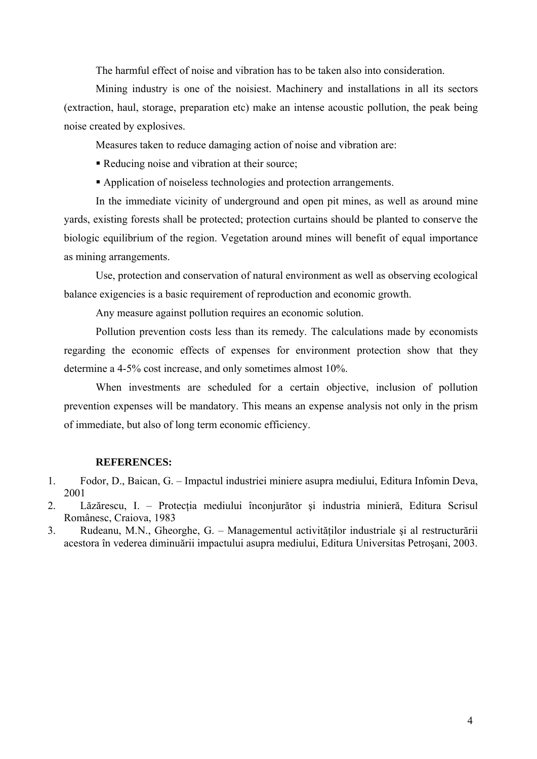The harmful effect of noise and vibration has to be taken also into consideration.

Mining industry is one of the noisiest. Machinery and installations in all its sectors (extraction, haul, storage, preparation etc) make an intense acoustic pollution, the peak being noise created by explosives.

Measures taken to reduce damaging action of noise and vibration are:

- Reducing noise and vibration at their source;
- Application of noiseless technologies and protection arrangements.

In the immediate vicinity of underground and open pit mines, as well as around mine yards, existing forests shall be protected; protection curtains should be planted to conserve the biologic equilibrium of the region. Vegetation around mines will benefit of equal importance as mining arrangements.

Use, protection and conservation of natural environment as well as observing ecological balance exigencies is a basic requirement of reproduction and economic growth.

Any measure against pollution requires an economic solution.

Pollution prevention costs less than its remedy. The calculations made by economists regarding the economic effects of expenses for environment protection show that they determine a 4-5% cost increase, and only sometimes almost 10%.

When investments are scheduled for a certain objective, inclusion of pollution prevention expenses will be mandatory. This means an expense analysis not only in the prism of immediate, but also of long term economic efficiency.

**REFERENCES:**

1. Fodor, D., Baican, G. – Impactul industriei miniere asupra mediului, Editura Infomin Deva, 2001
2. Lăzărescu, I. – Protecția mediului înconjurător şi industria minieră, Editura Scrisul Românesc, Craiova, 1983
3. Rudeanu, M.N., Gheorghe, G. – Managementul activităților industriale şi al restructurării acestora în vederea diminuării impactului asupra mediului, Editura Universitas Petroşani, 2003.